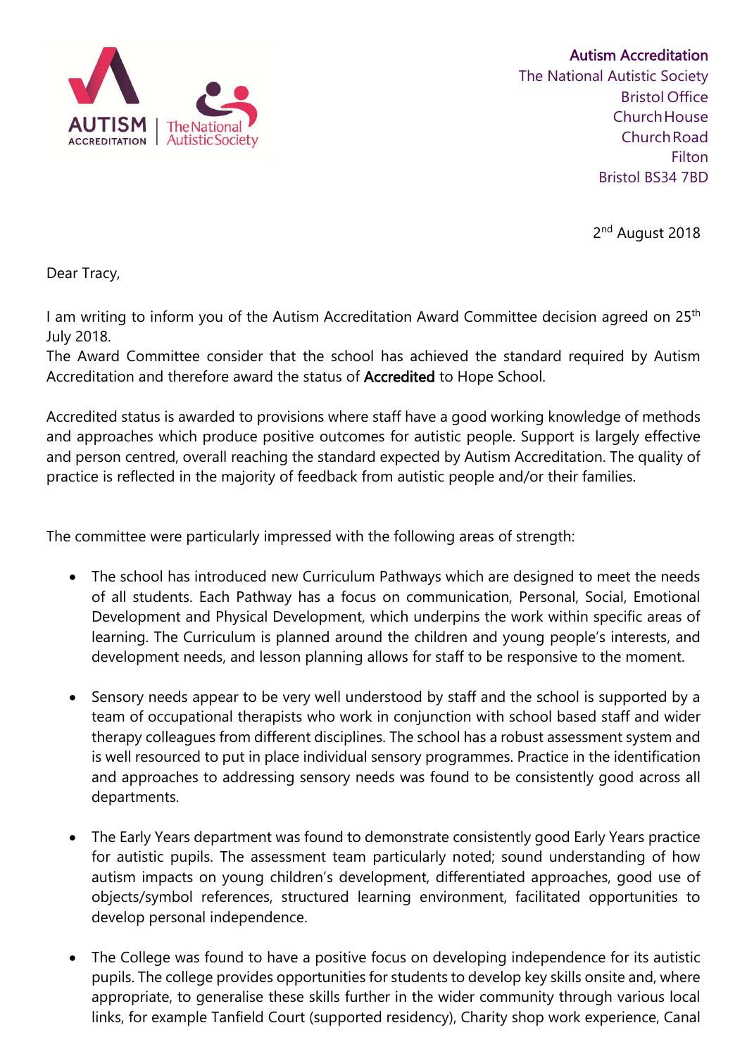Autism Accreditation
The National Autistic Society
Bristol Office
Church House
Church Road
Filton
Bristol BS34 7BD

2nd August 2018

Dear Tracy,

I am writing to inform you of the Autism Accreditation Award Committee decision agreed on 25th July 2018.
The Award Committee consider that the school has achieved the standard required by Autism Accreditation and therefore award the status of **Accredited** to Hope School.

Accredited status is awarded to provisions where staff have a good working knowledge of methods and approaches which produce positive outcomes for autistic people. Support is largely effective and person centred, overall reaching the standard expected by Autism Accreditation. The quality of practice is reflected in the majority of feedback from autistic people and/or their families.

The committee were particularly impressed with the following areas of strength:

- The school has introduced new Curriculum Pathways which are designed to meet the needs of all students. Each Pathway has a focus on communication, Personal, Social, Emotional Development and Physical Development, which underpins the work within specific areas of learning. The Curriculum is planned around the children and young people's interests, and development needs, and lesson planning allows for staff to be responsive to the moment.

- Sensory needs appear to be very well understood by staff and the school is supported by a team of occupational therapists who work in conjunction with school based staff and wider therapy colleagues from different disciplines. The school has a robust assessment system and is well resourced to put in place individual sensory programmes. Practice in the identification and approaches to addressing sensory needs was found to be consistently good across all departments.

- The Early Years department was found to demonstrate consistently good Early Years practice for autistic pupils. The assessment team particularly noted; sound understanding of how autism impacts on young children's development, differentiated approaches, good use of objects/symbol references, structured learning environment, facilitated opportunities to develop personal independence.

- The College was found to have a positive focus on developing independence for its autistic pupils. The college provides opportunities for students to develop key skills onsite and, where appropriate, to generalise these skills further in the wider community through various local links, for example Tanfield Court (supported residency), Charity shop work experience, Canal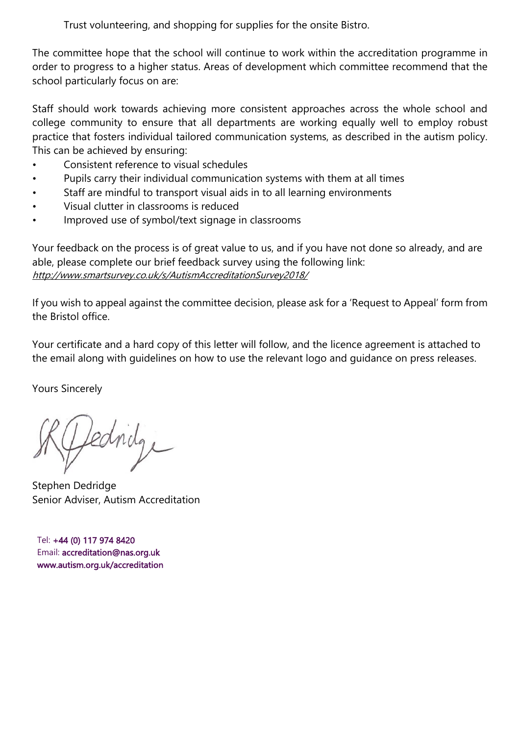Trust volunteering, and shopping for supplies for the onsite Bistro.

The committee hope that the school will continue to work within the accreditation programme in order to progress to a higher status. Areas of development which committee recommend that the school particularly focus on are:

Staff should work towards achieving more consistent approaches across the whole school and college community to ensure that all departments are working equally well to employ robust practice that fosters individual tailored communication systems, as described in the autism policy. This can be achieved by ensuring:

- Consistent reference to visual schedules
- Pupils carry their individual communication systems with them at all times
- Staff are mindful to transport visual aids in to all learning environments
- Visual clutter in classrooms is reduced
- Improved use of symbol/text signage in classrooms

Your feedback on the process is of great value to us, and if you have not done so already, and are able, please complete our brief feedback survey using the following link:
*http://www.smartsurvey.co.uk/s/AutismAccreditationSurvey2018/*

If you wish to appeal against the committee decision, please ask for a 'Request to Appeal' form from the Bristol office.

Your certificate and a hard copy of this letter will follow, and the licence agreement is attached to the email along with guidelines on how to use the relevant logo and guidance on press releases.

Yours Sincerely

Stephen Dedridge
Senior Adviser, Autism Accreditation

Tel: **+44 (0) 117 974 8420**
Email: **accreditation@nas.org.uk**
**www.autism.org.uk/accreditation**